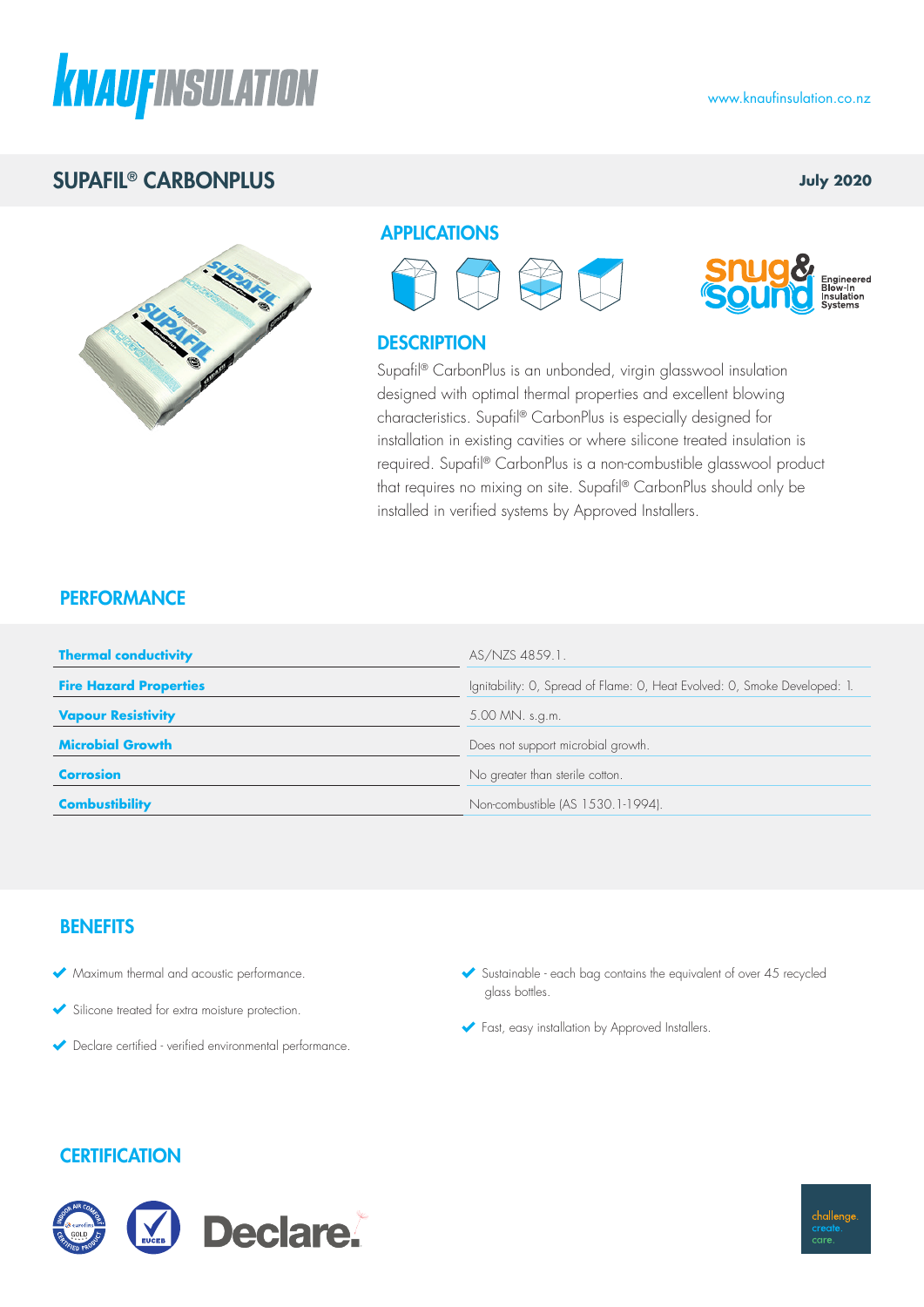KNAUF INSULATION

www.knaufinsulation.co.nz

# SUPAFIL® CARBONPLUS

**July 2020**

## APPLICATIONS

snug& sound Engineered Blow-In Insulation Systems

## DESCRIPTION

Supafil® CarbonPlus is an unbonded, virgin glasswool insulation designed with optimal thermal properties and excellent blowing characteristics. Supafil® CarbonPlus is especially designed for installation in existing cavities or where silicone treated insulation is required. Supafil® CarbonPlus is a non-combustible glasswool product that requires no mixing on site. Supafil® CarbonPlus should only be installed in verified systems by Approved Installers.

## PERFORMANCE

| | |
|---|---|
| **Thermal conductivity** | AS/NZS 4859.1. |
| **Fire Hazard Properties** | Ignitability: 0, Spread of Flame: 0, Heat Evolved: 0, Smoke Developed: 1. |
| **Vapour Resistivity** | 5.00 MN. s.g.m. |
| **Microbial Growth** | Does not support microbial growth. |
| **Corrosion** | No greater than sterile cotton. |
| **Combustibility** | Non-combustible (AS 1530.1-1994). |

## BENEFITS

- Maximum thermal and acoustic performance.
- Silicone treated for extra moisture protection.
- Declare certified - verified environmental performance.
- Sustainable - each bag contains the equivalent of over 45 recycled glass bottles.
- Fast, easy installation by Approved Installers.

## CERTIFICATION

Declare.

challenge. create. care.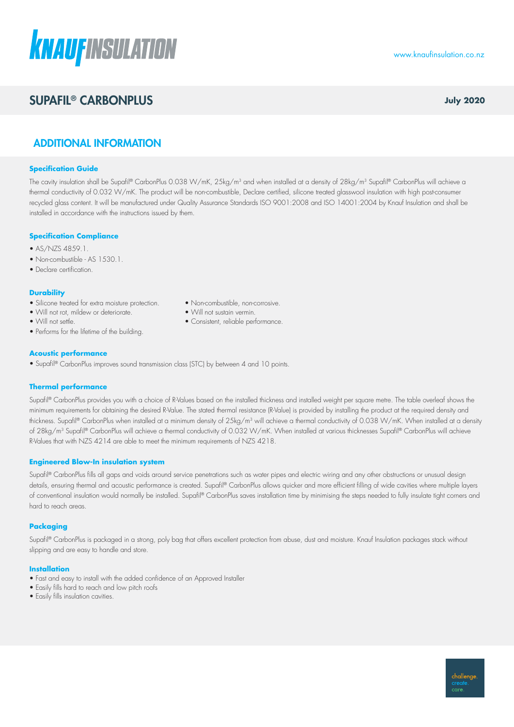# SUPAFIL® CARBONPLUS

**July 2020**

## ADDITIONAL INFORMATION

### Specification Guide

The cavity insulation shall be Supafil® CarbonPlus 0.038 W/mK, 25kg/m³ and when installed at a density of 28kg/m³ Supafil® CarbonPlus will achieve a thermal conductivity of 0.032 W/mK. The product will be non-combustible, Declare certified, silicone treated glasswool insulation with high post-consumer recycled glass content. It will be manufactured under Quality Assurance Standards ISO 9001:2008 and ISO 14001:2004 by Knauf Insulation and shall be installed in accordance with the instructions issued by them.

### Specification Compliance

- AS/NZS 4859.1.
- Non-combustible - AS 1530.1.
- Declare certification.

### Durability

- Silicone treated for extra moisture protection.
- Will not rot, mildew or deteriorate.
- Will not settle.
- Performs for the lifetime of the building.
- Non-combustible, non-corrosive.
- Will not sustain vermin.
- Consistent, reliable performance.

### Acoustic performance

- Supafil® CarbonPlus improves sound transmission class (STC) by between 4 and 10 points.

### Thermal performance

Supafil® CarbonPlus provides you with a choice of R-Values based on the installed thickness and installed weight per square metre. The table overleaf shows the minimum requirements for obtaining the desired R-Value. The stated thermal resistance (R-Value) is provided by installing the product at the required density and thickness. Supafil® CarbonPlus when installed at a minimum density of 25kg/m³ will achieve a thermal conductivity of 0.038 W/mK. When installed at a density of 28kg/m³ Supafil® CarbonPlus will achieve a thermal conductivity of 0.032 W/mK. When installed at various thicknesses Supafil® CarbonPlus will achieve R-Values that with NZS 4214 are able to meet the minimum requirements of NZS 4218.

### Engineered Blow-In insulation system

Supafil® CarbonPlus fills all gaps and voids around service penetrations such as water pipes and electric wiring and any other obstructions or unusual design details, ensuring thermal and acoustic performance is created. Supafil® CarbonPlus allows quicker and more efficient filling of wide cavities where multiple layers of conventional insulation would normally be installed. Supafil® CarbonPlus saves installation time by minimising the steps needed to fully insulate tight corners and hard to reach areas.

### Packaging

Supafil® CarbonPlus is packaged in a strong, poly bag that offers excellent protection from abuse, dust and moisture. Knauf Insulation packages stack without slipping and are easy to handle and store.

### Installation

- Fast and easy to install with the added confidence of an Approved Installer
- Easily fills hard to reach and low pitch roofs
- Easily fills insulation cavities.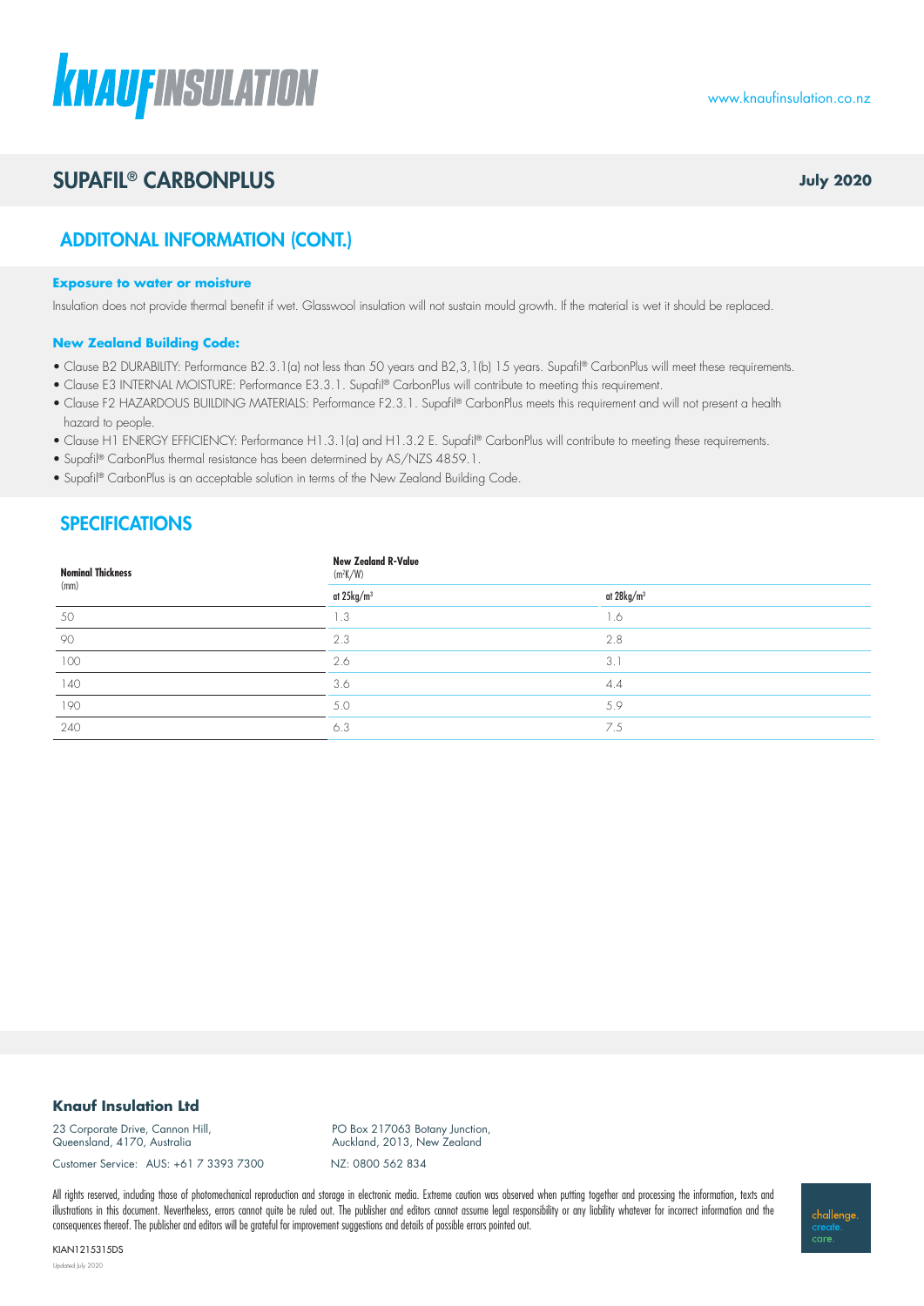# SUPAFIL® CARBONPLUS

July 2020

## ADDITONAL INFORMATION (CONT.)

**Exposure to water or moisture**

Insulation does not provide thermal benefit if wet. Glasswool insulation will not sustain mould growth. If the material is wet it should be replaced.

**New Zealand Building Code:**

- Clause B2 DURABILITY: Performance B2.3.1(a) not less than 50 years and B2,3,1(b) 15 years. Supafil® CarbonPlus will meet these requirements.
- Clause E3 INTERNAL MOISTURE: Performance E3.3.1. Supafil® CarbonPlus will contribute to meeting this requirement.
- Clause F2 HAZARDOUS BUILDING MATERIALS: Performance F2.3.1. Supafil® CarbonPlus meets this requirement and will not present a health hazard to people.
- Clause H1 ENERGY EFFICIENCY: Performance H1.3.1(a) and H1.3.2 E. Supafil® CarbonPlus will contribute to meeting these requirements.
- Supafil® CarbonPlus thermal resistance has been determined by AS/NZS 4859.1.
- Supafil® CarbonPlus is an acceptable solution in terms of the New Zealand Building Code.

## SPECIFICATIONS

| Nominal Thickness (mm) | New Zealand R-Value ($m^2K/W$) | |
|---|---|---|
| | at $25kg/m^3$ | at $28kg/m^3$ |
| 50 | 1.3 | 1.6 |
| 90 | 2.3 | 2.8 |
| 100 | 2.6 | 3.1 |
| 140 | 3.6 | 4.4 |
| 190 | 5.0 | 5.9 |
| 240 | 6.3 | 7.5 |

**Knauf Insulation Ltd**

23 Corporate Drive, Cannon Hill,
Queensland, 4170, Australia

PO Box 217063 Botany Junction,
Auckland, 2013, New Zealand

Customer Service: AUS: +61 7 3393 7300

NZ: 0800 562 834

All rights reserved, including those of photomechanical reproduction and storage in electronic media. Extreme caution was observed when putting together and processing the information, texts and illustrations in this document. Nevertheless, errors cannot quite be ruled out. The publisher and editors cannot assume legal responsibility or any liability whatever for incorrect information and the consequences thereof. The publisher and editors will be grateful for improvement suggestions and details of possible errors pointed out.

KIAN1215315DS

Updated July 2020